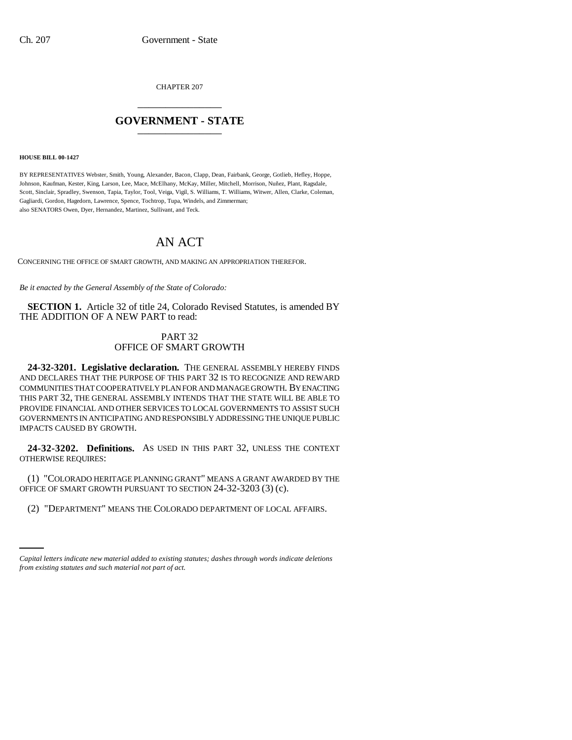CHAPTER 207

# GOVERNMENT - STATE

**HOUSE BILL 00-1427**

BY REPRESENTATIVES Webster, Smith, Young, Alexander, Bacon, Clapp, Dean, Fairbank, George, Gotlieb, Hefley, Hoppe, Johnson, Kaufman, Kester, King, Larson, Lee, Mace, McElhany, McKay, Miller, Mitchell, Morrison, Nuñez, Plant, Ragsdale, Scott, Sinclair, Spradley, Swenson, Tapia, Taylor, Tool, Veiga, Vigil, S. Williams, T. Williams, Witwer, Allen, Clarke, Coleman, Gagliardi, Gordon, Hagedorn, Lawrence, Spence, Tochtrop, Tupa, Windels, and Zimmerman;
also SENATORS Owen, Dyer, Hernandez, Martinez, Sullivant, and Teck.

# AN ACT

CONCERNING THE OFFICE OF SMART GROWTH, AND MAKING AN APPROPRIATION THEREFOR.

*Be it enacted by the General Assembly of the State of Colorado:*

**SECTION 1.** Article 32 of title 24, Colorado Revised Statutes, is amended BY THE ADDITION OF A NEW PART to read:

PART 32
OFFICE OF SMART GROWTH

**24-32-3201. Legislative declaration.** THE GENERAL ASSEMBLY HEREBY FINDS AND DECLARES THAT THE PURPOSE OF THIS PART 32 IS TO RECOGNIZE AND REWARD COMMUNITIES THAT COOPERATIVELY PLAN FOR AND MANAGE GROWTH. BY ENACTING THIS PART 32, THE GENERAL ASSEMBLY INTENDS THAT THE STATE WILL BE ABLE TO PROVIDE FINANCIAL AND OTHER SERVICES TO LOCAL GOVERNMENTS TO ASSIST SUCH GOVERNMENTS IN ANTICIPATING AND RESPONSIBLY ADDRESSING THE UNIQUE PUBLIC IMPACTS CAUSED BY GROWTH.

**24-32-3202. Definitions.** AS USED IN THIS PART 32, UNLESS THE CONTEXT OTHERWISE REQUIRES:

(1) "COLORADO HERITAGE PLANNING GRANT" MEANS A GRANT AWARDED BY THE OFFICE OF SMART GROWTH PURSUANT TO SECTION 24-32-3203 (3) (c).

(2) "DEPARTMENT" MEANS THE COLORADO DEPARTMENT OF LOCAL AFFAIRS.

*Capital letters indicate new material added to existing statutes; dashes through words indicate deletions from existing statutes and such material not part of act.*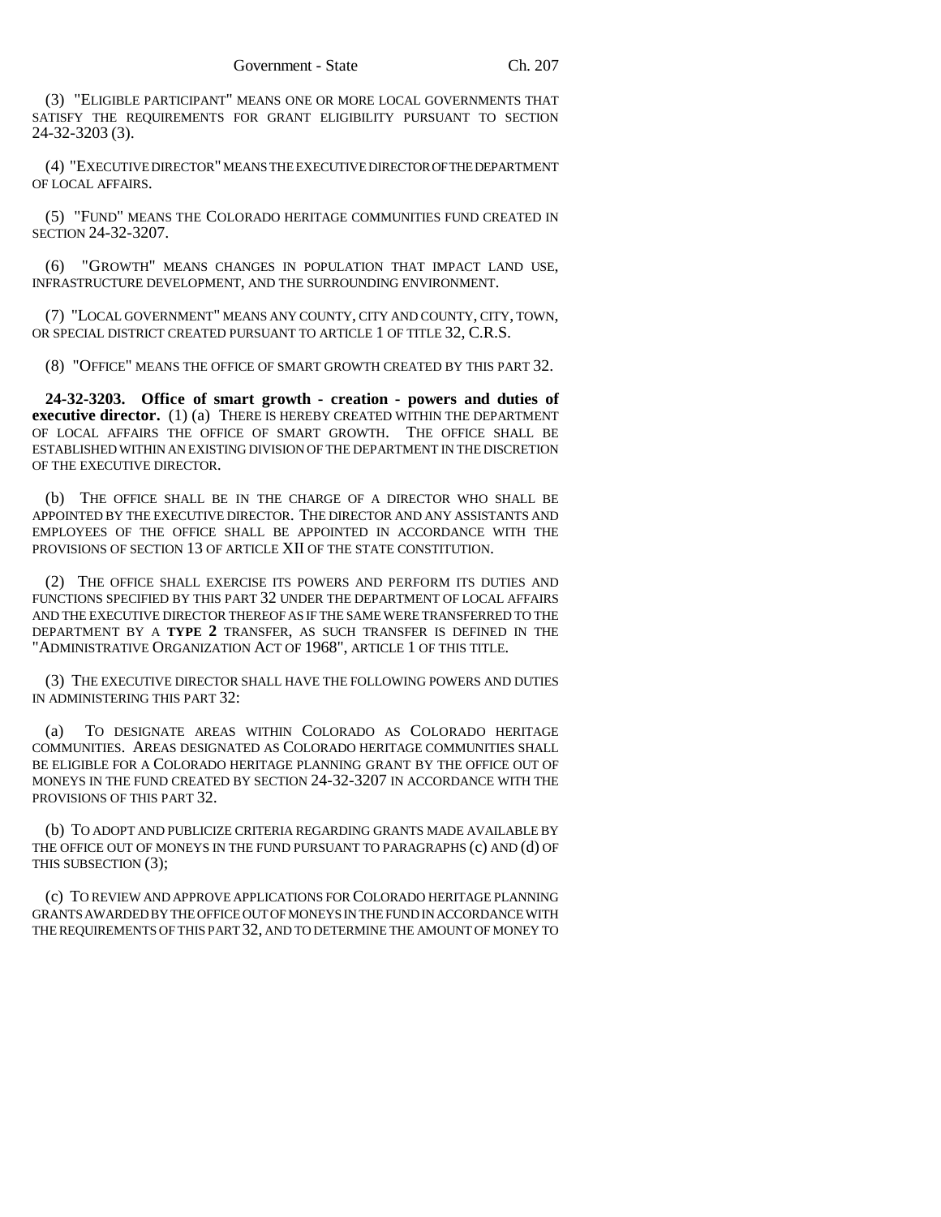(3) "ELIGIBLE PARTICIPANT" MEANS ONE OR MORE LOCAL GOVERNMENTS THAT SATISFY THE REQUIREMENTS FOR GRANT ELIGIBILITY PURSUANT TO SECTION 24-32-3203 (3).

(4) "EXECUTIVE DIRECTOR" MEANS THE EXECUTIVE DIRECTOR OF THE DEPARTMENT OF LOCAL AFFAIRS.

(5) "FUND" MEANS THE COLORADO HERITAGE COMMUNITIES FUND CREATED IN SECTION 24-32-3207.

(6) "GROWTH" MEANS CHANGES IN POPULATION THAT IMPACT LAND USE, INFRASTRUCTURE DEVELOPMENT, AND THE SURROUNDING ENVIRONMENT.

(7) "LOCAL GOVERNMENT" MEANS ANY COUNTY, CITY AND COUNTY, CITY, TOWN, OR SPECIAL DISTRICT CREATED PURSUANT TO ARTICLE 1 OF TITLE 32, C.R.S.

(8) "OFFICE" MEANS THE OFFICE OF SMART GROWTH CREATED BY THIS PART 32.

**24-32-3203. Office of smart growth - creation - powers and duties of executive director.** (1) (a) THERE IS HEREBY CREATED WITHIN THE DEPARTMENT OF LOCAL AFFAIRS THE OFFICE OF SMART GROWTH. THE OFFICE SHALL BE ESTABLISHED WITHIN AN EXISTING DIVISION OF THE DEPARTMENT IN THE DISCRETION OF THE EXECUTIVE DIRECTOR.

(b) THE OFFICE SHALL BE IN THE CHARGE OF A DIRECTOR WHO SHALL BE APPOINTED BY THE EXECUTIVE DIRECTOR. THE DIRECTOR AND ANY ASSISTANTS AND EMPLOYEES OF THE OFFICE SHALL BE APPOINTED IN ACCORDANCE WITH THE PROVISIONS OF SECTION 13 OF ARTICLE XII OF THE STATE CONSTITUTION.

(2) THE OFFICE SHALL EXERCISE ITS POWERS AND PERFORM ITS DUTIES AND FUNCTIONS SPECIFIED BY THIS PART 32 UNDER THE DEPARTMENT OF LOCAL AFFAIRS AND THE EXECUTIVE DIRECTOR THEREOF AS IF THE SAME WERE TRANSFERRED TO THE DEPARTMENT BY A **TYPE 2** TRANSFER, AS SUCH TRANSFER IS DEFINED IN THE "ADMINISTRATIVE ORGANIZATION ACT OF 1968", ARTICLE 1 OF THIS TITLE.

(3) THE EXECUTIVE DIRECTOR SHALL HAVE THE FOLLOWING POWERS AND DUTIES IN ADMINISTERING THIS PART 32:

(a) TO DESIGNATE AREAS WITHIN COLORADO AS COLORADO HERITAGE COMMUNITIES. AREAS DESIGNATED AS COLORADO HERITAGE COMMUNITIES SHALL BE ELIGIBLE FOR A COLORADO HERITAGE PLANNING GRANT BY THE OFFICE OUT OF MONEYS IN THE FUND CREATED BY SECTION 24-32-3207 IN ACCORDANCE WITH THE PROVISIONS OF THIS PART 32.

(b) TO ADOPT AND PUBLICIZE CRITERIA REGARDING GRANTS MADE AVAILABLE BY THE OFFICE OUT OF MONEYS IN THE FUND PURSUANT TO PARAGRAPHS (c) AND (d) OF THIS SUBSECTION (3);

(c) TO REVIEW AND APPROVE APPLICATIONS FOR COLORADO HERITAGE PLANNING GRANTS AWARDED BY THE OFFICE OUT OF MONEYS IN THE FUND IN ACCORDANCE WITH THE REQUIREMENTS OF THIS PART 32, AND TO DETERMINE THE AMOUNT OF MONEY TO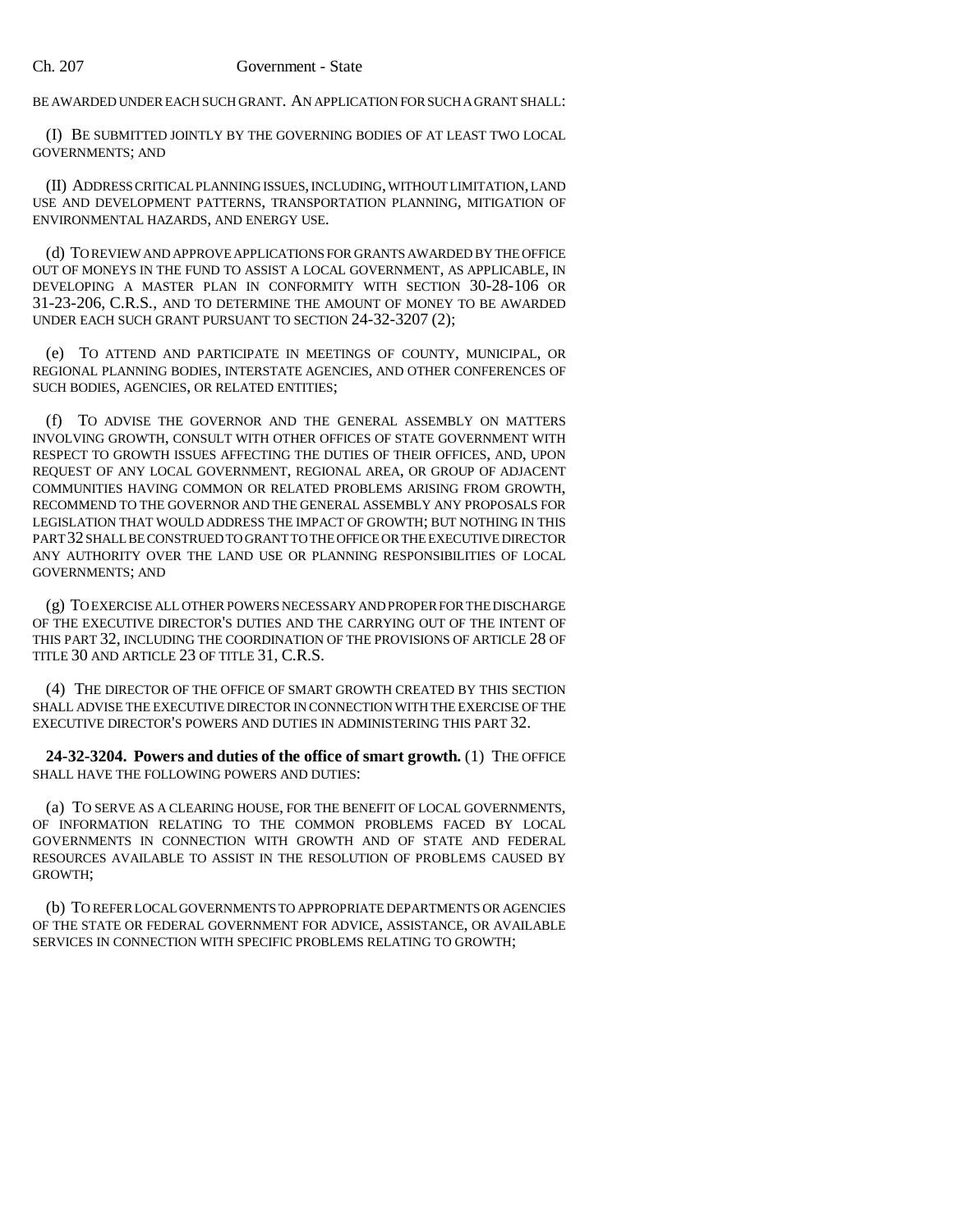BE AWARDED UNDER EACH SUCH GRANT. AN APPLICATION FOR SUCH A GRANT SHALL:

(I) BE SUBMITTED JOINTLY BY THE GOVERNING BODIES OF AT LEAST TWO LOCAL GOVERNMENTS; AND

(II) ADDRESS CRITICAL PLANNING ISSUES, INCLUDING, WITHOUT LIMITATION, LAND USE AND DEVELOPMENT PATTERNS, TRANSPORTATION PLANNING, MITIGATION OF ENVIRONMENTAL HAZARDS, AND ENERGY USE.

(d) TO REVIEW AND APPROVE APPLICATIONS FOR GRANTS AWARDED BY THE OFFICE OUT OF MONEYS IN THE FUND TO ASSIST A LOCAL GOVERNMENT, AS APPLICABLE, IN DEVELOPING A MASTER PLAN IN CONFORMITY WITH SECTION 30-28-106 OR 31-23-206, C.R.S., AND TO DETERMINE THE AMOUNT OF MONEY TO BE AWARDED UNDER EACH SUCH GRANT PURSUANT TO SECTION 24-32-3207 (2);

(e) TO ATTEND AND PARTICIPATE IN MEETINGS OF COUNTY, MUNICIPAL, OR REGIONAL PLANNING BODIES, INTERSTATE AGENCIES, AND OTHER CONFERENCES OF SUCH BODIES, AGENCIES, OR RELATED ENTITIES;

(f) TO ADVISE THE GOVERNOR AND THE GENERAL ASSEMBLY ON MATTERS INVOLVING GROWTH, CONSULT WITH OTHER OFFICES OF STATE GOVERNMENT WITH RESPECT TO GROWTH ISSUES AFFECTING THE DUTIES OF THEIR OFFICES, AND, UPON REQUEST OF ANY LOCAL GOVERNMENT, REGIONAL AREA, OR GROUP OF ADJACENT COMMUNITIES HAVING COMMON OR RELATED PROBLEMS ARISING FROM GROWTH, RECOMMEND TO THE GOVERNOR AND THE GENERAL ASSEMBLY ANY PROPOSALS FOR LEGISLATION THAT WOULD ADDRESS THE IMPACT OF GROWTH; BUT NOTHING IN THIS PART 32 SHALL BE CONSTRUED TO GRANT TO THE OFFICE OR THE EXECUTIVE DIRECTOR ANY AUTHORITY OVER THE LAND USE OR PLANNING RESPONSIBILITIES OF LOCAL GOVERNMENTS; AND

(g) TO EXERCISE ALL OTHER POWERS NECESSARY AND PROPER FOR THE DISCHARGE OF THE EXECUTIVE DIRECTOR'S DUTIES AND THE CARRYING OUT OF THE INTENT OF THIS PART 32, INCLUDING THE COORDINATION OF THE PROVISIONS OF ARTICLE 28 OF TITLE 30 AND ARTICLE 23 OF TITLE 31, C.R.S.

(4) THE DIRECTOR OF THE OFFICE OF SMART GROWTH CREATED BY THIS SECTION SHALL ADVISE THE EXECUTIVE DIRECTOR IN CONNECTION WITH THE EXERCISE OF THE EXECUTIVE DIRECTOR'S POWERS AND DUTIES IN ADMINISTERING THIS PART 32.

**24-32-3204. Powers and duties of the office of smart growth.** (1) THE OFFICE SHALL HAVE THE FOLLOWING POWERS AND DUTIES:

(a) TO SERVE AS A CLEARING HOUSE, FOR THE BENEFIT OF LOCAL GOVERNMENTS, OF INFORMATION RELATING TO THE COMMON PROBLEMS FACED BY LOCAL GOVERNMENTS IN CONNECTION WITH GROWTH AND OF STATE AND FEDERAL RESOURCES AVAILABLE TO ASSIST IN THE RESOLUTION OF PROBLEMS CAUSED BY GROWTH;

(b) TO REFER LOCAL GOVERNMENTS TO APPROPRIATE DEPARTMENTS OR AGENCIES OF THE STATE OR FEDERAL GOVERNMENT FOR ADVICE, ASSISTANCE, OR AVAILABLE SERVICES IN CONNECTION WITH SPECIFIC PROBLEMS RELATING TO GROWTH;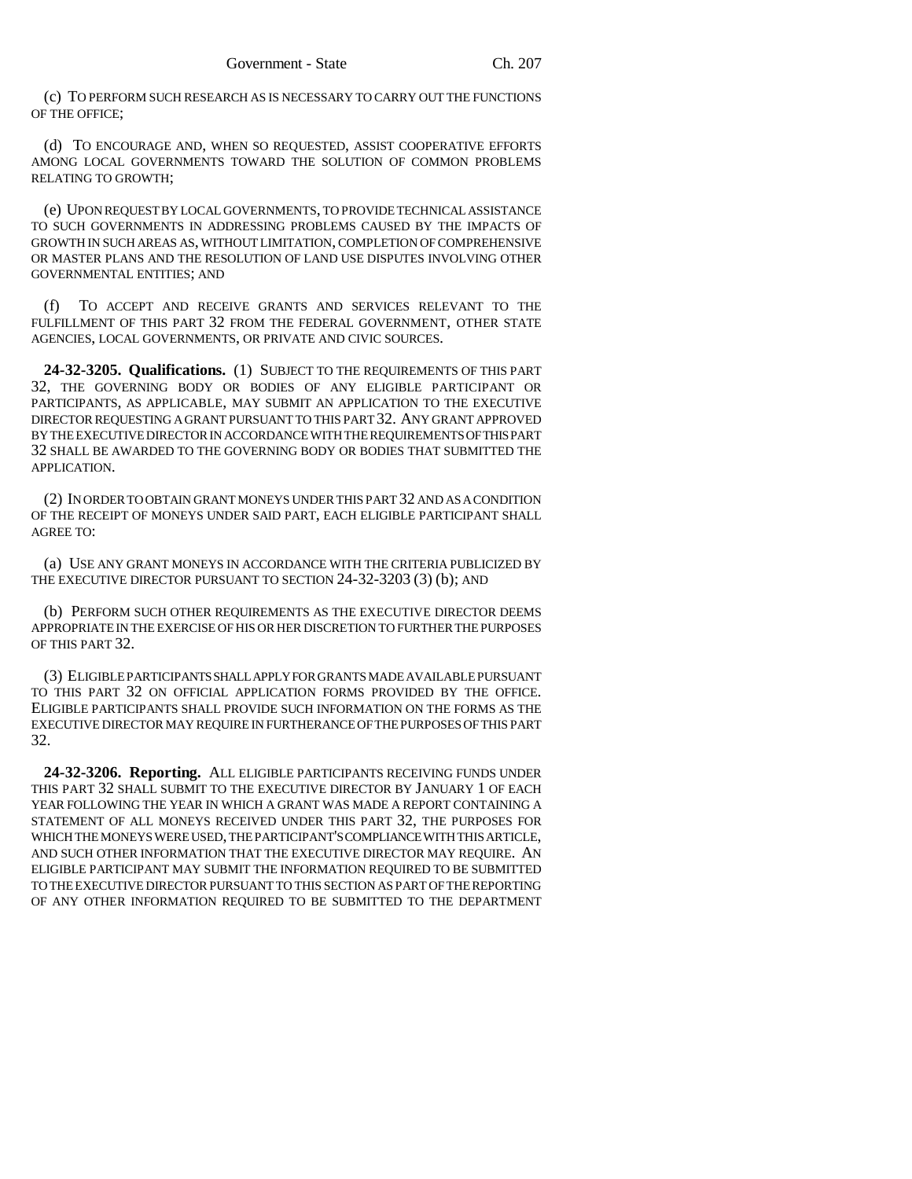(c) TO PERFORM SUCH RESEARCH AS IS NECESSARY TO CARRY OUT THE FUNCTIONS OF THE OFFICE;

(d) TO ENCOURAGE AND, WHEN SO REQUESTED, ASSIST COOPERATIVE EFFORTS AMONG LOCAL GOVERNMENTS TOWARD THE SOLUTION OF COMMON PROBLEMS RELATING TO GROWTH;

(e) UPON REQUEST BY LOCAL GOVERNMENTS, TO PROVIDE TECHNICAL ASSISTANCE TO SUCH GOVERNMENTS IN ADDRESSING PROBLEMS CAUSED BY THE IMPACTS OF GROWTH IN SUCH AREAS AS, WITHOUT LIMITATION, COMPLETION OF COMPREHENSIVE OR MASTER PLANS AND THE RESOLUTION OF LAND USE DISPUTES INVOLVING OTHER GOVERNMENTAL ENTITIES; AND

(f) TO ACCEPT AND RECEIVE GRANTS AND SERVICES RELEVANT TO THE FULFILLMENT OF THIS PART 32 FROM THE FEDERAL GOVERNMENT, OTHER STATE AGENCIES, LOCAL GOVERNMENTS, OR PRIVATE AND CIVIC SOURCES.

**24-32-3205. Qualifications.** (1) SUBJECT TO THE REQUIREMENTS OF THIS PART 32, THE GOVERNING BODY OR BODIES OF ANY ELIGIBLE PARTICIPANT OR PARTICIPANTS, AS APPLICABLE, MAY SUBMIT AN APPLICATION TO THE EXECUTIVE DIRECTOR REQUESTING A GRANT PURSUANT TO THIS PART 32. ANY GRANT APPROVED BY THE EXECUTIVE DIRECTOR IN ACCORDANCE WITH THE REQUIREMENTS OF THIS PART 32 SHALL BE AWARDED TO THE GOVERNING BODY OR BODIES THAT SUBMITTED THE APPLICATION.

(2) IN ORDER TO OBTAIN GRANT MONEYS UNDER THIS PART 32 AND AS A CONDITION OF THE RECEIPT OF MONEYS UNDER SAID PART, EACH ELIGIBLE PARTICIPANT SHALL AGREE TO:

(a) USE ANY GRANT MONEYS IN ACCORDANCE WITH THE CRITERIA PUBLICIZED BY THE EXECUTIVE DIRECTOR PURSUANT TO SECTION 24-32-3203 (3) (b); AND

(b) PERFORM SUCH OTHER REQUIREMENTS AS THE EXECUTIVE DIRECTOR DEEMS APPROPRIATE IN THE EXERCISE OF HIS OR HER DISCRETION TO FURTHER THE PURPOSES OF THIS PART 32.

(3) ELIGIBLE PARTICIPANTS SHALL APPLY FOR GRANTS MADE AVAILABLE PURSUANT TO THIS PART 32 ON OFFICIAL APPLICATION FORMS PROVIDED BY THE OFFICE. ELIGIBLE PARTICIPANTS SHALL PROVIDE SUCH INFORMATION ON THE FORMS AS THE EXECUTIVE DIRECTOR MAY REQUIRE IN FURTHERANCE OF THE PURPOSES OF THIS PART 32.

**24-32-3206. Reporting.** ALL ELIGIBLE PARTICIPANTS RECEIVING FUNDS UNDER THIS PART 32 SHALL SUBMIT TO THE EXECUTIVE DIRECTOR BY JANUARY 1 OF EACH YEAR FOLLOWING THE YEAR IN WHICH A GRANT WAS MADE A REPORT CONTAINING A STATEMENT OF ALL MONEYS RECEIVED UNDER THIS PART 32, THE PURPOSES FOR WHICH THE MONEYS WERE USED, THE PARTICIPANT'S COMPLIANCE WITH THIS ARTICLE, AND SUCH OTHER INFORMATION THAT THE EXECUTIVE DIRECTOR MAY REQUIRE. AN ELIGIBLE PARTICIPANT MAY SUBMIT THE INFORMATION REQUIRED TO BE SUBMITTED TO THE EXECUTIVE DIRECTOR PURSUANT TO THIS SECTION AS PART OF THE REPORTING OF ANY OTHER INFORMATION REQUIRED TO BE SUBMITTED TO THE DEPARTMENT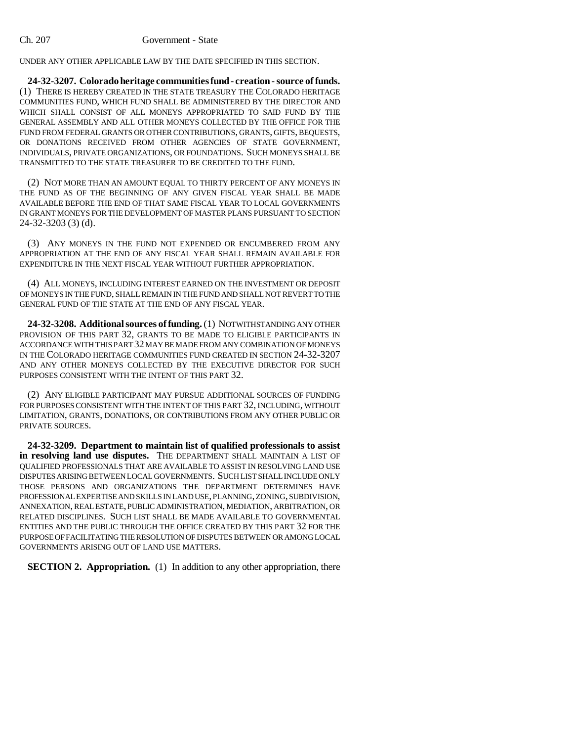UNDER ANY OTHER APPLICABLE LAW BY THE DATE SPECIFIED IN THIS SECTION.

**24-32-3207. Colorado heritage communities fund - creation - source of funds.** (1) THERE IS HEREBY CREATED IN THE STATE TREASURY THE COLORADO HERITAGE COMMUNITIES FUND, WHICH FUND SHALL BE ADMINISTERED BY THE DIRECTOR AND WHICH SHALL CONSIST OF ALL MONEYS APPROPRIATED TO SAID FUND BY THE GENERAL ASSEMBLY AND ALL OTHER MONEYS COLLECTED BY THE OFFICE FOR THE FUND FROM FEDERAL GRANTS OR OTHER CONTRIBUTIONS, GRANTS, GIFTS, BEQUESTS, OR DONATIONS RECEIVED FROM OTHER AGENCIES OF STATE GOVERNMENT, INDIVIDUALS, PRIVATE ORGANIZATIONS, OR FOUNDATIONS. SUCH MONEYS SHALL BE TRANSMITTED TO THE STATE TREASURER TO BE CREDITED TO THE FUND.

(2) NOT MORE THAN AN AMOUNT EQUAL TO THIRTY PERCENT OF ANY MONEYS IN THE FUND AS OF THE BEGINNING OF ANY GIVEN FISCAL YEAR SHALL BE MADE AVAILABLE BEFORE THE END OF THAT SAME FISCAL YEAR TO LOCAL GOVERNMENTS IN GRANT MONEYS FOR THE DEVELOPMENT OF MASTER PLANS PURSUANT TO SECTION 24-32-3203 (3) (d).

(3) ANY MONEYS IN THE FUND NOT EXPENDED OR ENCUMBERED FROM ANY APPROPRIATION AT THE END OF ANY FISCAL YEAR SHALL REMAIN AVAILABLE FOR EXPENDITURE IN THE NEXT FISCAL YEAR WITHOUT FURTHER APPROPRIATION.

(4) ALL MONEYS, INCLUDING INTEREST EARNED ON THE INVESTMENT OR DEPOSIT OF MONEYS IN THE FUND, SHALL REMAIN IN THE FUND AND SHALL NOT REVERT TO THE GENERAL FUND OF THE STATE AT THE END OF ANY FISCAL YEAR.

**24-32-3208. Additional sources of funding.** (1) NOTWITHSTANDING ANY OTHER PROVISION OF THIS PART 32, GRANTS TO BE MADE TO ELIGIBLE PARTICIPANTS IN ACCORDANCE WITH THIS PART 32 MAY BE MADE FROM ANY COMBINATION OF MONEYS IN THE COLORADO HERITAGE COMMUNITIES FUND CREATED IN SECTION 24-32-3207 AND ANY OTHER MONEYS COLLECTED BY THE EXECUTIVE DIRECTOR FOR SUCH PURPOSES CONSISTENT WITH THE INTENT OF THIS PART 32.

(2) ANY ELIGIBLE PARTICIPANT MAY PURSUE ADDITIONAL SOURCES OF FUNDING FOR PURPOSES CONSISTENT WITH THE INTENT OF THIS PART 32, INCLUDING, WITHOUT LIMITATION, GRANTS, DONATIONS, OR CONTRIBUTIONS FROM ANY OTHER PUBLIC OR PRIVATE SOURCES.

**24-32-3209. Department to maintain list of qualified professionals to assist in resolving land use disputes.** THE DEPARTMENT SHALL MAINTAIN A LIST OF QUALIFIED PROFESSIONALS THAT ARE AVAILABLE TO ASSIST IN RESOLVING LAND USE DISPUTES ARISING BETWEEN LOCAL GOVERNMENTS. SUCH LIST SHALL INCLUDE ONLY THOSE PERSONS AND ORGANIZATIONS THE DEPARTMENT DETERMINES HAVE PROFESSIONAL EXPERTISE AND SKILLS IN LAND USE, PLANNING, ZONING, SUBDIVISION, ANNEXATION, REAL ESTATE, PUBLIC ADMINISTRATION, MEDIATION, ARBITRATION, OR RELATED DISCIPLINES. SUCH LIST SHALL BE MADE AVAILABLE TO GOVERNMENTAL ENTITIES AND THE PUBLIC THROUGH THE OFFICE CREATED BY THIS PART 32 FOR THE PURPOSE OF FACILITATING THE RESOLUTION OF DISPUTES BETWEEN OR AMONG LOCAL GOVERNMENTS ARISING OUT OF LAND USE MATTERS.

**SECTION 2. Appropriation.** (1) In addition to any other appropriation, there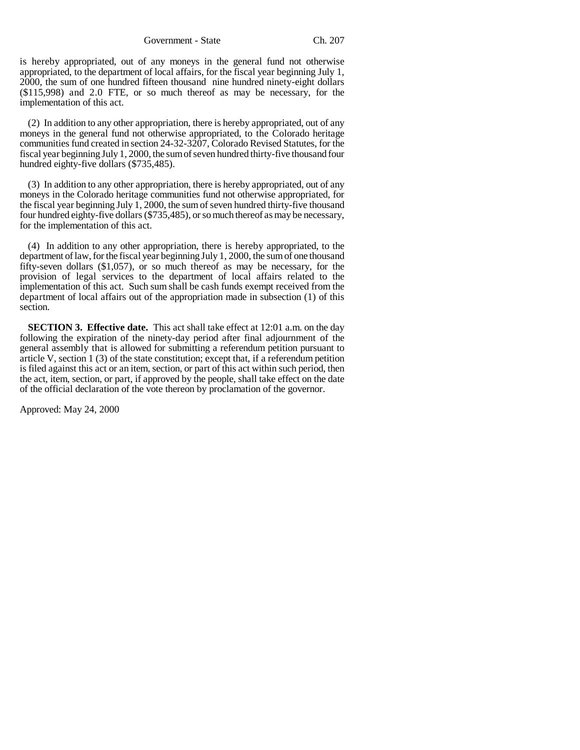is hereby appropriated, out of any moneys in the general fund not otherwise appropriated, to the department of local affairs, for the fiscal year beginning July 1, 2000, the sum of one hundred fifteen thousand nine hundred ninety-eight dollars ($115,998) and 2.0 FTE, or so much thereof as may be necessary, for the implementation of this act.

(2) In addition to any other appropriation, there is hereby appropriated, out of any moneys in the general fund not otherwise appropriated, to the Colorado heritage communities fund created in section 24-32-3207, Colorado Revised Statutes, for the fiscal year beginning July 1, 2000, the sum of seven hundred thirty-five thousand four hundred eighty-five dollars ($735,485).

(3) In addition to any other appropriation, there is hereby appropriated, out of any moneys in the Colorado heritage communities fund not otherwise appropriated, for the fiscal year beginning July 1, 2000, the sum of seven hundred thirty-five thousand four hundred eighty-five dollars ($735,485), or so much thereof as may be necessary, for the implementation of this act.

(4) In addition to any other appropriation, there is hereby appropriated, to the department of law, for the fiscal year beginning July 1, 2000, the sum of one thousand fifty-seven dollars ($1,057), or so much thereof as may be necessary, for the provision of legal services to the department of local affairs related to the implementation of this act. Such sum shall be cash funds exempt received from the department of local affairs out of the appropriation made in subsection (1) of this section.

**SECTION 3. Effective date.** This act shall take effect at 12:01 a.m. on the day following the expiration of the ninety-day period after final adjournment of the general assembly that is allowed for submitting a referendum petition pursuant to article V, section 1 (3) of the state constitution; except that, if a referendum petition is filed against this act or an item, section, or part of this act within such period, then the act, item, section, or part, if approved by the people, shall take effect on the date of the official declaration of the vote thereon by proclamation of the governor.

Approved: May 24, 2000